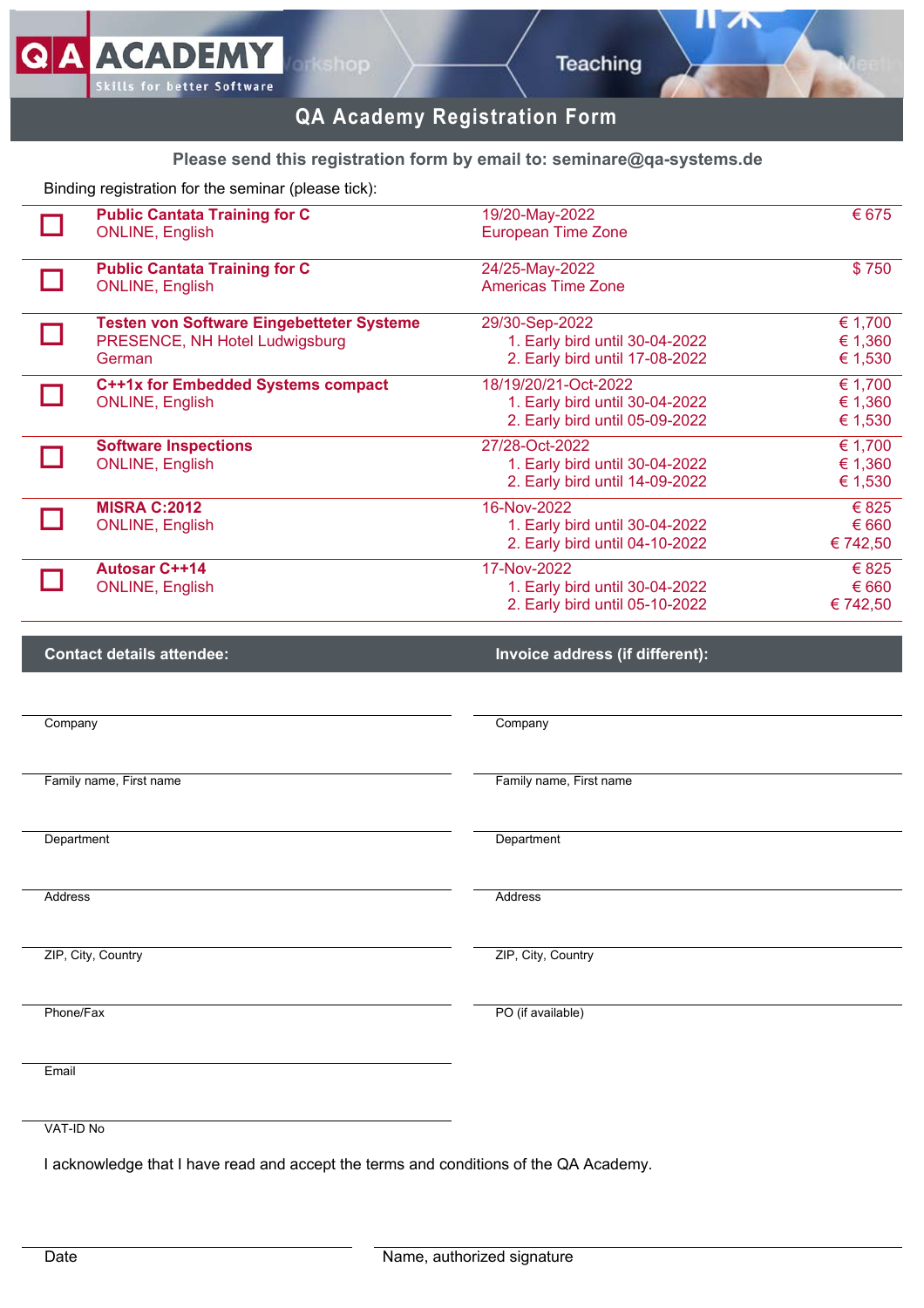# QA Academy Registration Form

**Please send this registration form by email to: seminare@qa-systems.de**

Binding registration for the seminar (please tick):

| | Seminar | Date | Price |
|---|---|---|---|
| ☐ | **Public Cantata Training for C**<br>ONLINE, English | 19/20-May-2022<br>European Time Zone | € 675 |
| ☐ | **Public Cantata Training for C**<br>ONLINE, English | 24/25-May-2022<br>Americas Time Zone | $ 750 |
| ☐ | **Testen von Software Eingebetteter Systeme**<br>PRESENCE, NH Hotel Ludwigsburg<br>German | 29/30-Sep-2022<br>1. Early bird until 30-04-2022<br>2. Early bird until 17-08-2022 | € 1,700<br>€ 1,360<br>€ 1,530 |
| ☐ | **C++1x for Embedded Systems compact**<br>ONLINE, English | 18/19/20/21-Oct-2022<br>1. Early bird until 30-04-2022<br>2. Early bird until 05-09-2022 | € 1,700<br>€ 1,360<br>€ 1,530 |
| ☐ | **Software Inspections**<br>ONLINE, English | 27/28-Oct-2022<br>1. Early bird until 30-04-2022<br>2. Early bird until 14-09-2022 | € 1,700<br>€ 1,360<br>€ 1,530 |
| ☐ | **MISRA C:2012**<br>ONLINE, English | 16-Nov-2022<br>1. Early bird until 30-04-2022<br>2. Early bird until 04-10-2022 | € 825<br>€ 660<br>€ 742,50 |
| ☐ | **Autosar C++14**<br>ONLINE, English | 17-Nov-2022<br>1. Early bird until 30-04-2022<br>2. Early bird until 05-10-2022 | € 825<br>€ 660<br>€ 742,50 |

| **Contact details attendee:** | **Invoice address (if different):** |
|---|---|
| Company | Company |
| Family name, First name | Family name, First name |
| Department | Department |
| Address | Address |
| ZIP, City, Country | ZIP, City, Country |
| Phone/Fax | PO (if available) |
| Email | |
| VAT-ID No | |

I acknowledge that I have read and accept the terms and conditions of the QA Academy.

Date ______________________ Name, authorized signature ______________________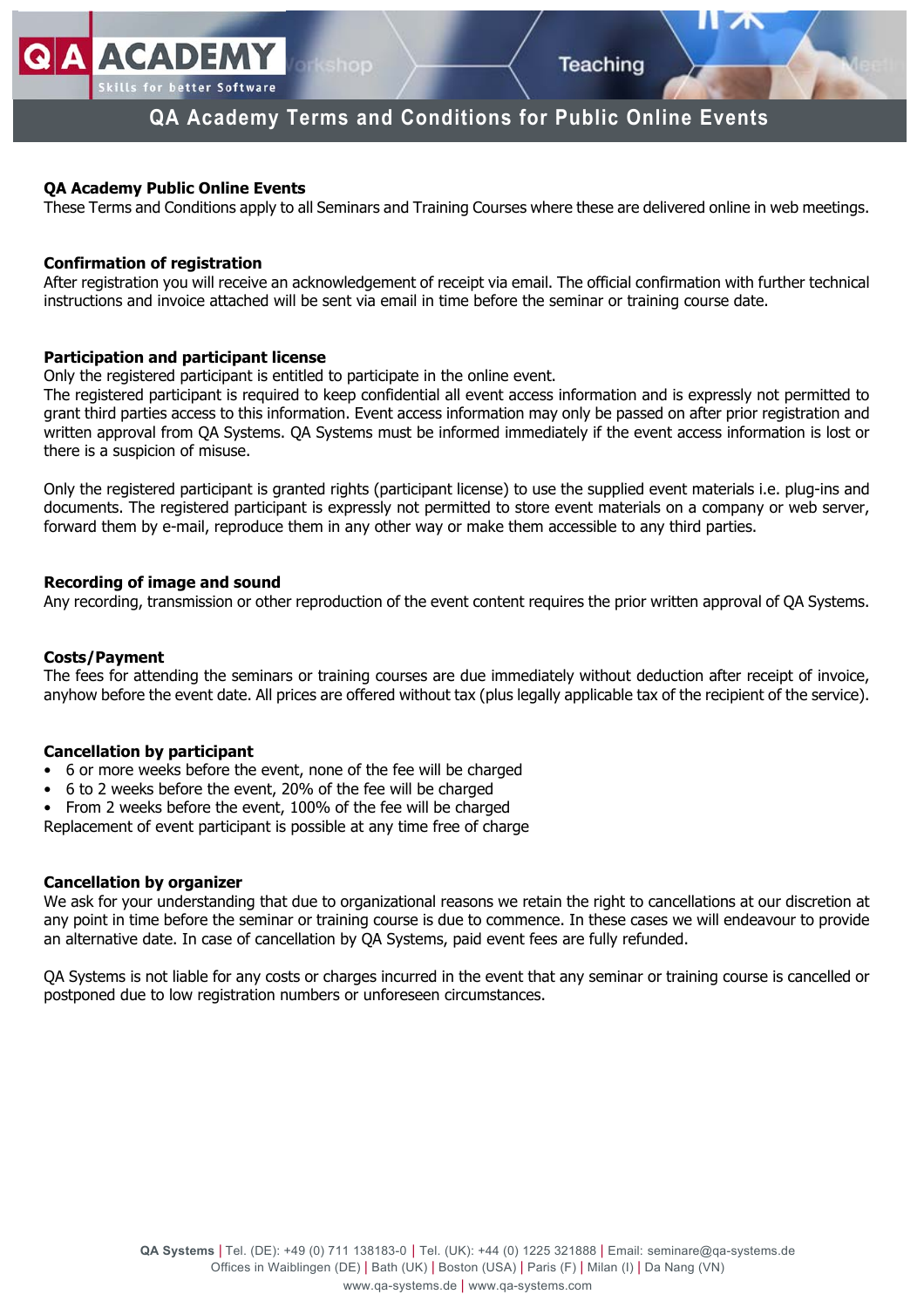# QA Academy Terms and Conditions for Public Online Events

## QA Academy Public Online Events

These Terms and Conditions apply to all Seminars and Training Courses where these are delivered online in web meetings.

## Confirmation of registration

After registration you will receive an acknowledgement of receipt via email. The official confirmation with further technical instructions and invoice attached will be sent via email in time before the seminar or training course date.

## Participation and participant license

Only the registered participant is entitled to participate in the online event.
The registered participant is required to keep confidential all event access information and is expressly not permitted to grant third parties access to this information. Event access information may only be passed on after prior registration and written approval from QA Systems. QA Systems must be informed immediately if the event access information is lost or there is a suspicion of misuse.

Only the registered participant is granted rights (participant license) to use the supplied event materials i.e. plug-ins and documents. The registered participant is expressly not permitted to store event materials on a company or web server, forward them by e-mail, reproduce them in any other way or make them accessible to any third parties.

## Recording of image and sound

Any recording, transmission or other reproduction of the event content requires the prior written approval of QA Systems.

## Costs/Payment

The fees for attending the seminars or training courses are due immediately without deduction after receipt of invoice, anyhow before the event date. All prices are offered without tax (plus legally applicable tax of the recipient of the service).

## Cancellation by participant

- 6 or more weeks before the event, none of the fee will be charged
- 6 to 2 weeks before the event, 20% of the fee will be charged
- From 2 weeks before the event, 100% of the fee will be charged

Replacement of event participant is possible at any time free of charge

## Cancellation by organizer

We ask for your understanding that due to organizational reasons we retain the right to cancellations at our discretion at any point in time before the seminar or training course is due to commence. In these cases we will endeavour to provide an alternative date. In case of cancellation by QA Systems, paid event fees are fully refunded.

QA Systems is not liable for any costs or charges incurred in the event that any seminar or training course is cancelled or postponed due to low registration numbers or unforeseen circumstances.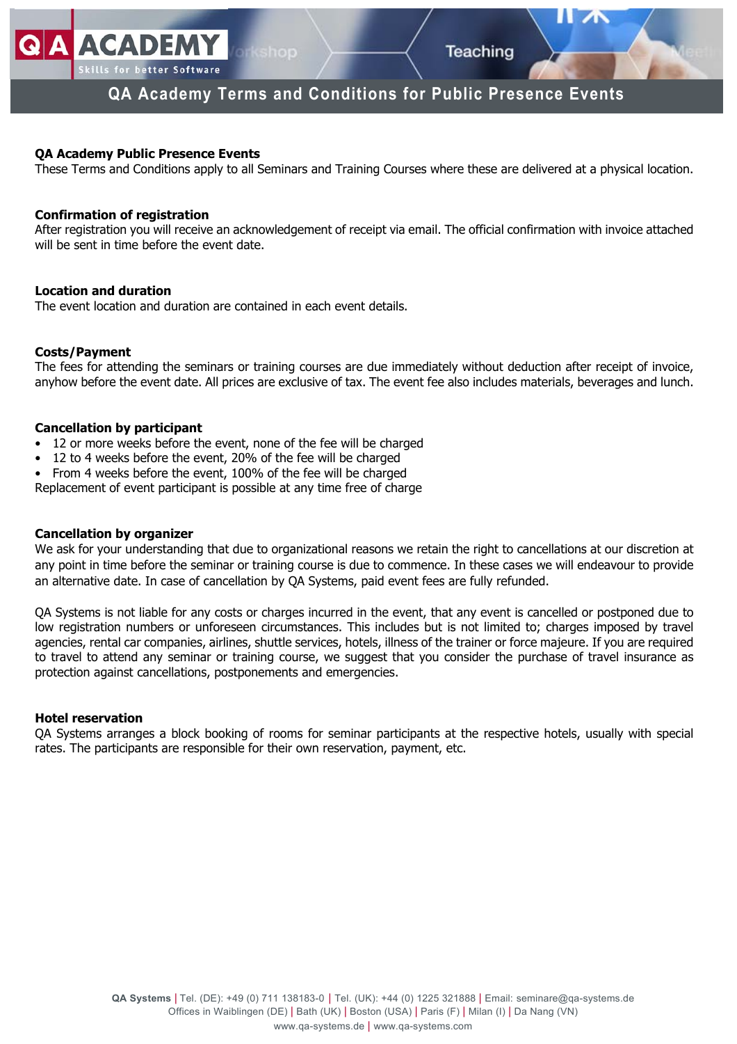# QA Academy Terms and Conditions for Public Presence Events

## QA Academy Public Presence Events

These Terms and Conditions apply to all Seminars and Training Courses where these are delivered at a physical location.

## Confirmation of registration

After registration you will receive an acknowledgement of receipt via email. The official confirmation with invoice attached will be sent in time before the event date.

## Location and duration

The event location and duration are contained in each event details.

## Costs/Payment

The fees for attending the seminars or training courses are due immediately without deduction after receipt of invoice, anyhow before the event date. All prices are exclusive of tax. The event fee also includes materials, beverages and lunch.

## Cancellation by participant

- 12 or more weeks before the event, none of the fee will be charged
- 12 to 4 weeks before the event, 20% of the fee will be charged
- From 4 weeks before the event, 100% of the fee will be charged

Replacement of event participant is possible at any time free of charge

## Cancellation by organizer

We ask for your understanding that due to organizational reasons we retain the right to cancellations at our discretion at any point in time before the seminar or training course is due to commence. In these cases we will endeavour to provide an alternative date. In case of cancellation by QA Systems, paid event fees are fully refunded.

QA Systems is not liable for any costs or charges incurred in the event, that any event is cancelled or postponed due to low registration numbers or unforeseen circumstances. This includes but is not limited to; charges imposed by travel agencies, rental car companies, airlines, shuttle services, hotels, illness of the trainer or force majeure. If you are required to travel to attend any seminar or training course, we suggest that you consider the purchase of travel insurance as protection against cancellations, postponements and emergencies.

## Hotel reservation

QA Systems arranges a block booking of rooms for seminar participants at the respective hotels, usually with special rates. The participants are responsible for their own reservation, payment, etc.